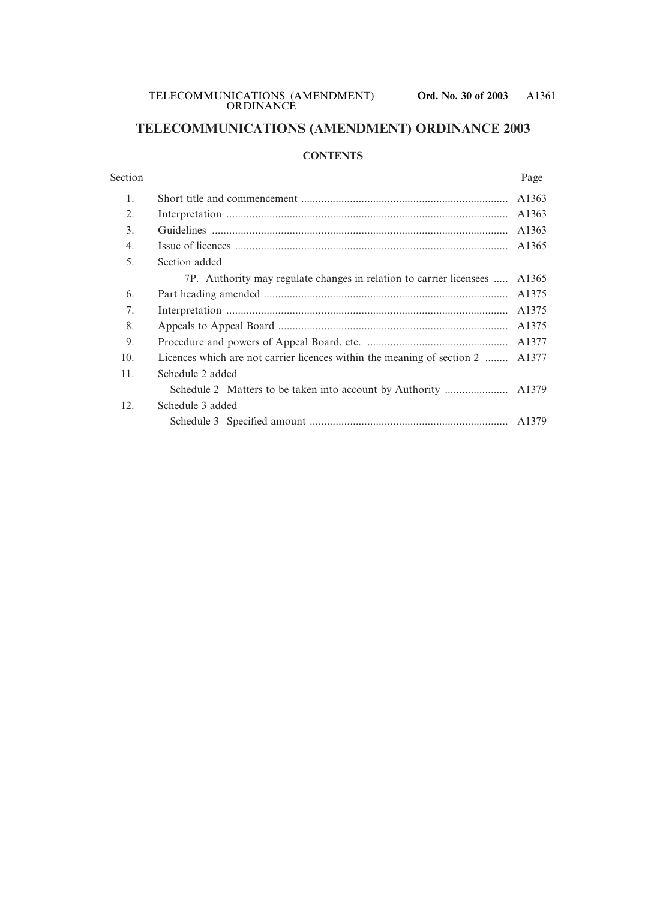# TELECOMMUNICATIONS (AMENDMENT) ORDINANCE 2003

## CONTENTS

| Section | | Page |
|---|---|---|
| 1. | Short title and commencement | A1363 |
| 2. | Interpretation | A1363 |
| 3. | Guidelines | A1363 |
| 4. | Issue of licences | A1365 |
| 5. | Section added | |
| | 7P. Authority may regulate changes in relation to carrier licensees | A1365 |
| 6. | Part heading amended | A1375 |
| 7. | Interpretation | A1375 |
| 8. | Appeals to Appeal Board | A1375 |
| 9. | Procedure and powers of Appeal Board, etc. | A1377 |
| 10. | Licences which are not carrier licences within the meaning of section 2 | A1377 |
| 11. | Schedule 2 added | |
| | Schedule 2 Matters to be taken into account by Authority | A1379 |
| 12. | Schedule 3 added | |
| | Schedule 3 Specified amount | A1379 |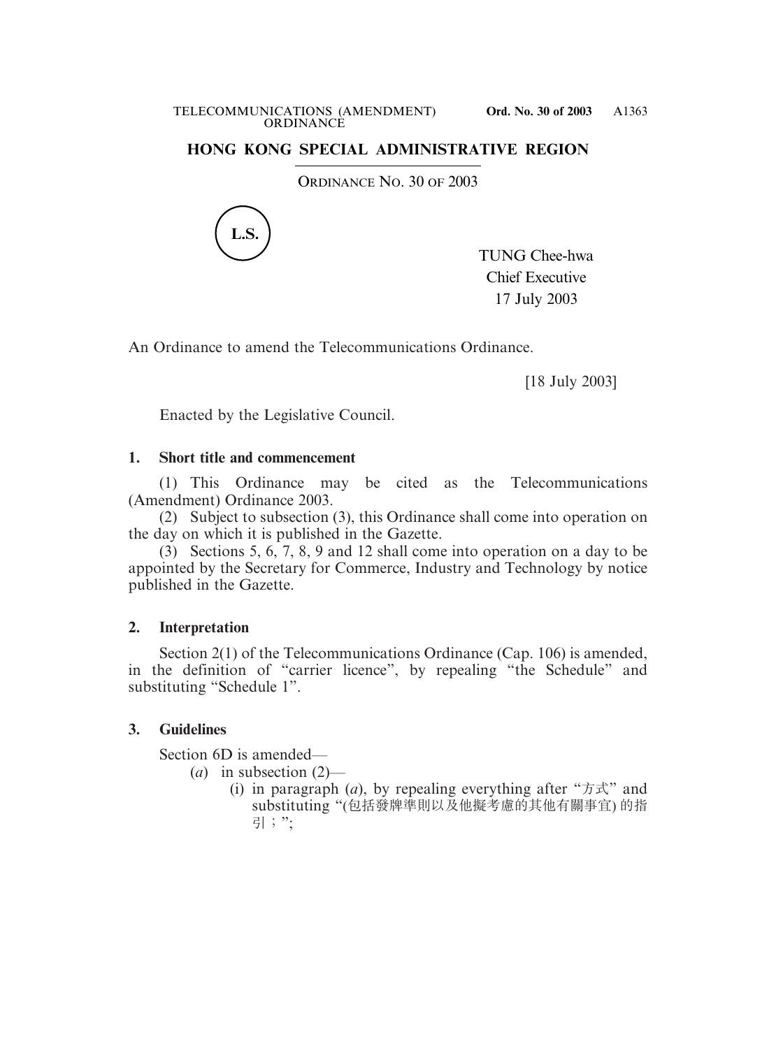## HONG KONG SPECIAL ADMINISTRATIVE REGION

ORDINANCE NO. 30 OF 2003

L.S.

TUNG Chee-hwa
Chief Executive
17 July 2003

An Ordinance to amend the Telecommunications Ordinance.

[18 July 2003]

Enacted by the Legislative Council.

### 1. Short title and commencement

(1) This Ordinance may be cited as the Telecommunications (Amendment) Ordinance 2003.

(2) Subject to subsection (3), this Ordinance shall come into operation on the day on which it is published in the Gazette.

(3) Sections 5, 6, 7, 8, 9 and 12 shall come into operation on a day to be appointed by the Secretary for Commerce, Industry and Technology by notice published in the Gazette.

### 2. Interpretation

Section 2(1) of the Telecommunications Ordinance (Cap. 106) is amended, in the definition of "carrier licence", by repealing "the Schedule" and substituting "Schedule 1".

### 3. Guidelines

Section 6D is amended—

(*a*) in subsection (2)—

(i) in paragraph (*a*), by repealing everything after "方式" and substituting "(包括發牌準則以及他擬考慮的其他有關事宜) 的指引；";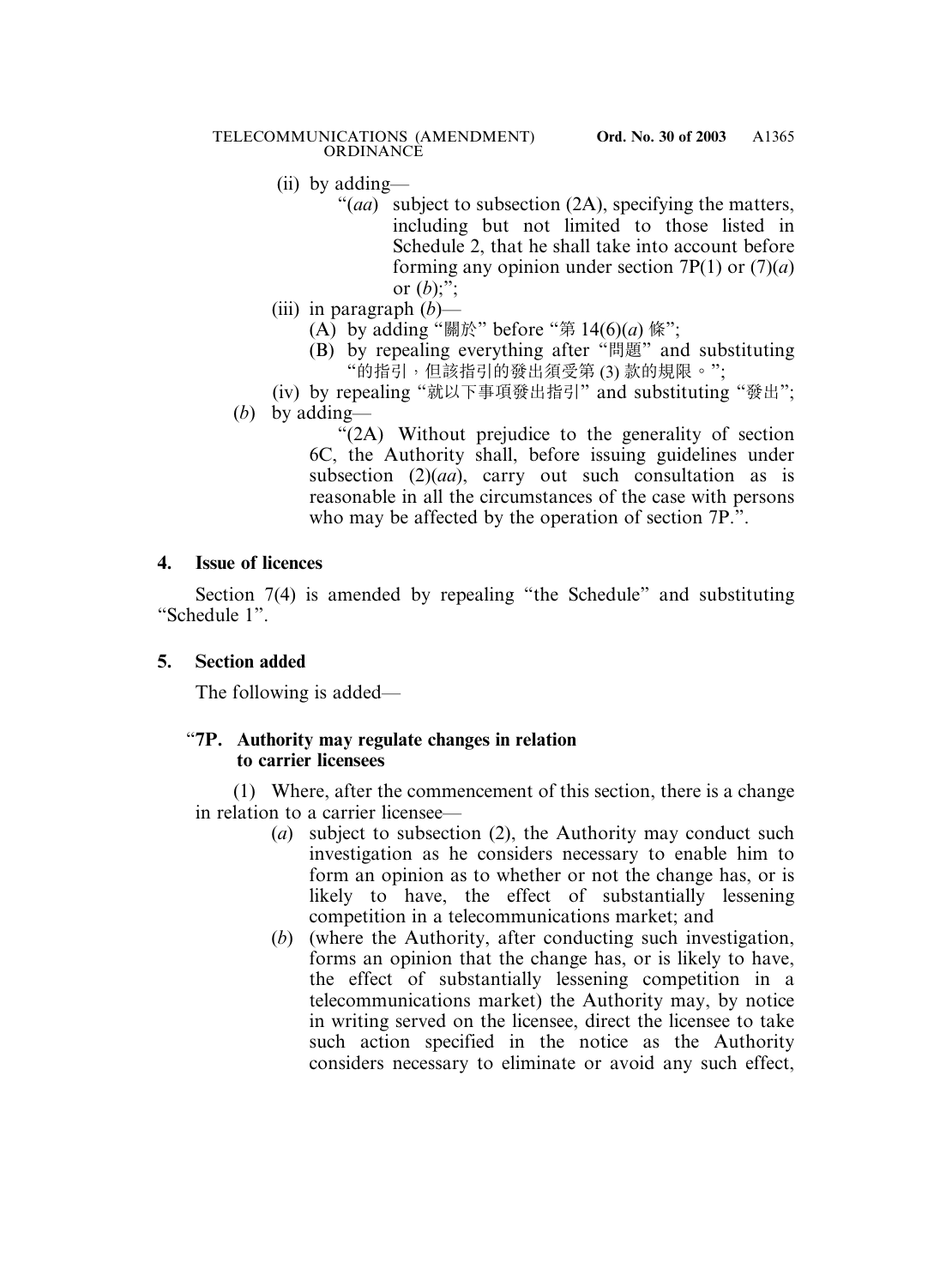(ii) by adding—

"(*aa*) subject to subsection (2A), specifying the matters, including but not limited to those listed in Schedule 2, that he shall take into account before forming any opinion under section 7P(1) or (7)(*a*) or (*b*);";

(iii) in paragraph (*b*)—

(A) by adding "關於" before "第 14(6)(*a*) 條";

(B) by repealing everything after "問題" and substituting "的指引，但該指引的發出須受第 (3) 款的規限。";

(iv) by repealing "就以下事項發出指引" and substituting "發出";

(*b*) by adding—

"(2A) Without prejudice to the generality of section 6C, the Authority shall, before issuing guidelines under subsection (2)(*aa*), carry out such consultation as is reasonable in all the circumstances of the case with persons who may be affected by the operation of section 7P.".

**4. Issue of licences**

Section 7(4) is amended by repealing "the Schedule" and substituting "Schedule 1".

**5. Section added**

The following is added—

"**7P. Authority may regulate changes in relation to carrier licensees**

(1) Where, after the commencement of this section, there is a change in relation to a carrier licensee—

(*a*) subject to subsection (2), the Authority may conduct such investigation as he considers necessary to enable him to form an opinion as to whether or not the change has, or is likely to have, the effect of substantially lessening competition in a telecommunications market; and

(*b*) (where the Authority, after conducting such investigation, forms an opinion that the change has, or is likely to have, the effect of substantially lessening competition in a telecommunications market) the Authority may, by notice in writing served on the licensee, direct the licensee to take such action specified in the notice as the Authority considers necessary to eliminate or avoid any such effect,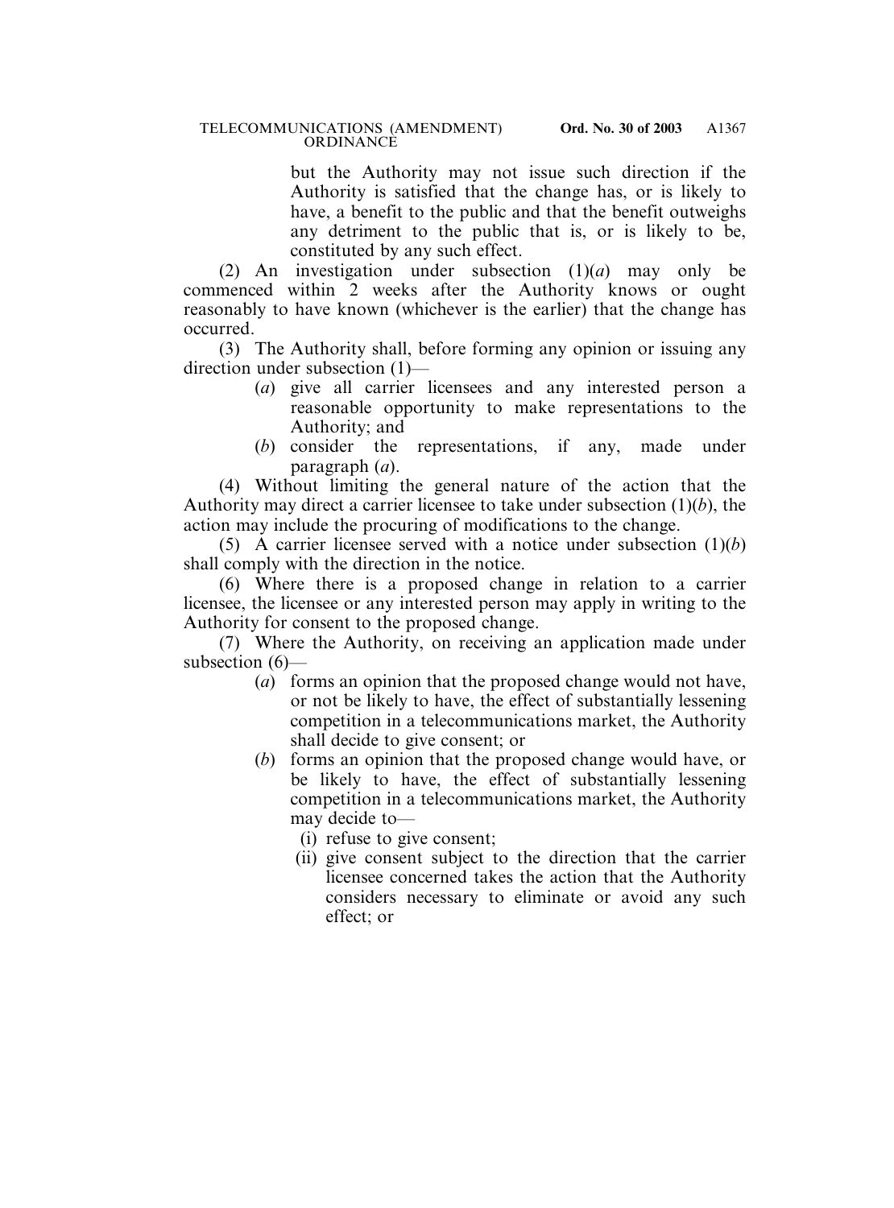but the Authority may not issue such direction if the Authority is satisfied that the change has, or is likely to have, a benefit to the public and that the benefit outweighs any detriment to the public that is, or is likely to be, constituted by any such effect.

(2) An investigation under subsection (1)(*a*) may only be commenced within 2 weeks after the Authority knows or ought reasonably to have known (whichever is the earlier) that the change has occurred.

(3) The Authority shall, before forming any opinion or issuing any direction under subsection (1)—

(*a*) give all carrier licensees and any interested person a reasonable opportunity to make representations to the Authority; and

(*b*) consider the representations, if any, made under paragraph (*a*).

(4) Without limiting the general nature of the action that the Authority may direct a carrier licensee to take under subsection (1)(*b*), the action may include the procuring of modifications to the change.

(5) A carrier licensee served with a notice under subsection (1)(*b*) shall comply with the direction in the notice.

(6) Where there is a proposed change in relation to a carrier licensee, the licensee or any interested person may apply in writing to the Authority for consent to the proposed change.

(7) Where the Authority, on receiving an application made under subsection (6)—

(*a*) forms an opinion that the proposed change would not have, or not be likely to have, the effect of substantially lessening competition in a telecommunications market, the Authority shall decide to give consent; or

(*b*) forms an opinion that the proposed change would have, or be likely to have, the effect of substantially lessening competition in a telecommunications market, the Authority may decide to—

(i) refuse to give consent;

(ii) give consent subject to the direction that the carrier licensee concerned takes the action that the Authority considers necessary to eliminate or avoid any such effect; or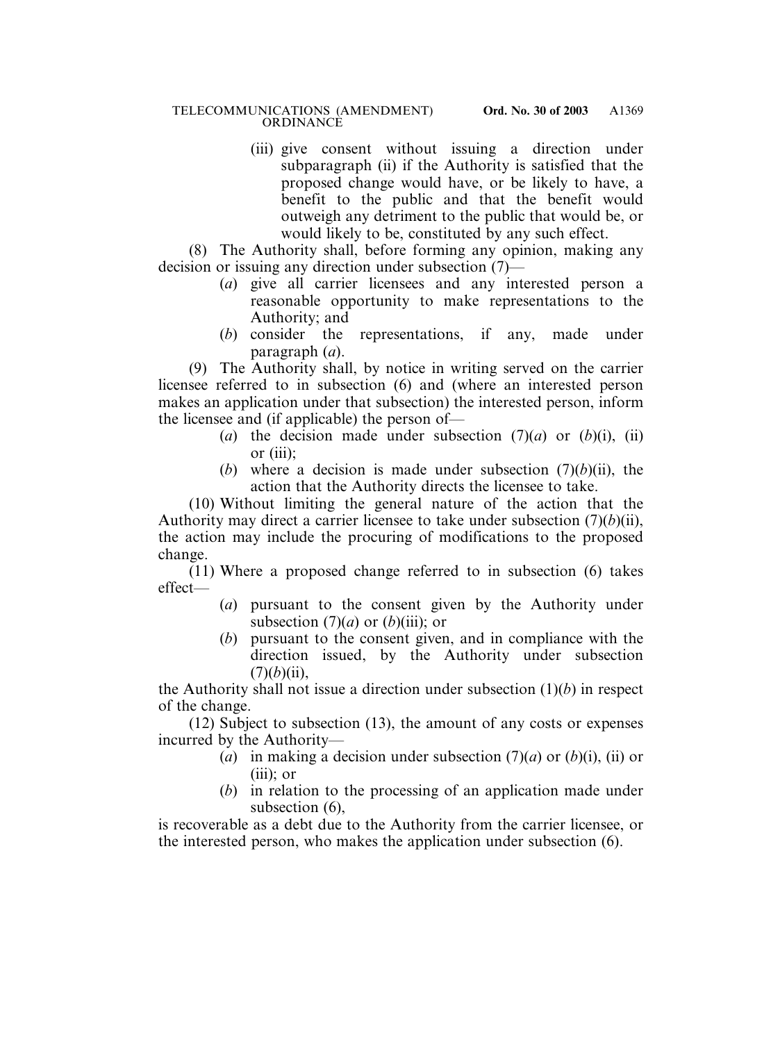(iii) give consent without issuing a direction under subparagraph (ii) if the Authority is satisfied that the proposed change would have, or be likely to have, a benefit to the public and that the benefit would outweigh any detriment to the public that would be, or would likely to be, constituted by any such effect.

(8) The Authority shall, before forming any opinion, making any decision or issuing any direction under subsection (7)—

(*a*) give all carrier licensees and any interested person a reasonable opportunity to make representations to the Authority; and

(*b*) consider the representations, if any, made under paragraph (*a*).

(9) The Authority shall, by notice in writing served on the carrier licensee referred to in subsection (6) and (where an interested person makes an application under that subsection) the interested person, inform the licensee and (if applicable) the person of—

(*a*) the decision made under subsection (7)(*a*) or (*b*)(i), (ii) or (iii);

(*b*) where a decision is made under subsection (7)(*b*)(ii), the action that the Authority directs the licensee to take.

(10) Without limiting the general nature of the action that the Authority may direct a carrier licensee to take under subsection (7)(*b*)(ii), the action may include the procuring of modifications to the proposed change.

(11) Where a proposed change referred to in subsection (6) takes effect—

(*a*) pursuant to the consent given by the Authority under subsection (7)(*a*) or (*b*)(iii); or

(*b*) pursuant to the consent given, and in compliance with the direction issued, by the Authority under subsection (7)(*b*)(ii),

the Authority shall not issue a direction under subsection (1)(*b*) in respect of the change.

(12) Subject to subsection (13), the amount of any costs or expenses incurred by the Authority—

(*a*) in making a decision under subsection (7)(*a*) or (*b*)(i), (ii) or (iii); or

(*b*) in relation to the processing of an application made under subsection (6),

is recoverable as a debt due to the Authority from the carrier licensee, or the interested person, who makes the application under subsection (6).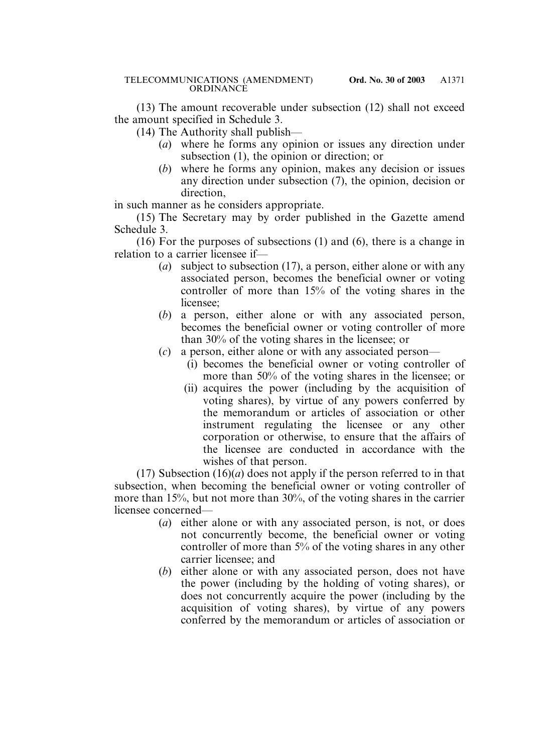(13) The amount recoverable under subsection (12) shall not exceed the amount specified in Schedule 3.

(14) The Authority shall publish—

- (*a*) where he forms any opinion or issues any direction under subsection (1), the opinion or direction; or
- (*b*) where he forms any opinion, makes any decision or issues any direction under subsection (7), the opinion, decision or direction,

in such manner as he considers appropriate.

(15) The Secretary may by order published in the Gazette amend Schedule 3.

(16) For the purposes of subsections (1) and (6), there is a change in relation to a carrier licensee if—

- (*a*) subject to subsection (17), a person, either alone or with any associated person, becomes the beneficial owner or voting controller of more than 15% of the voting shares in the licensee;
- (*b*) a person, either alone or with any associated person, becomes the beneficial owner or voting controller of more than 30% of the voting shares in the licensee; or
- (*c*) a person, either alone or with any associated person—
  - (i) becomes the beneficial owner or voting controller of more than 50% of the voting shares in the licensee; or
  - (ii) acquires the power (including by the acquisition of voting shares), by virtue of any powers conferred by the memorandum or articles of association or other instrument regulating the licensee or any other corporation or otherwise, to ensure that the affairs of the licensee are conducted in accordance with the wishes of that person.

(17) Subsection (16)(*a*) does not apply if the person referred to in that subsection, when becoming the beneficial owner or voting controller of more than 15%, but not more than 30%, of the voting shares in the carrier licensee concerned—

- (*a*) either alone or with any associated person, is not, or does not concurrently become, the beneficial owner or voting controller of more than 5% of the voting shares in any other carrier licensee; and
- (*b*) either alone or with any associated person, does not have the power (including by the holding of voting shares), or does not concurrently acquire the power (including by the acquisition of voting shares), by virtue of any powers conferred by the memorandum or articles of association or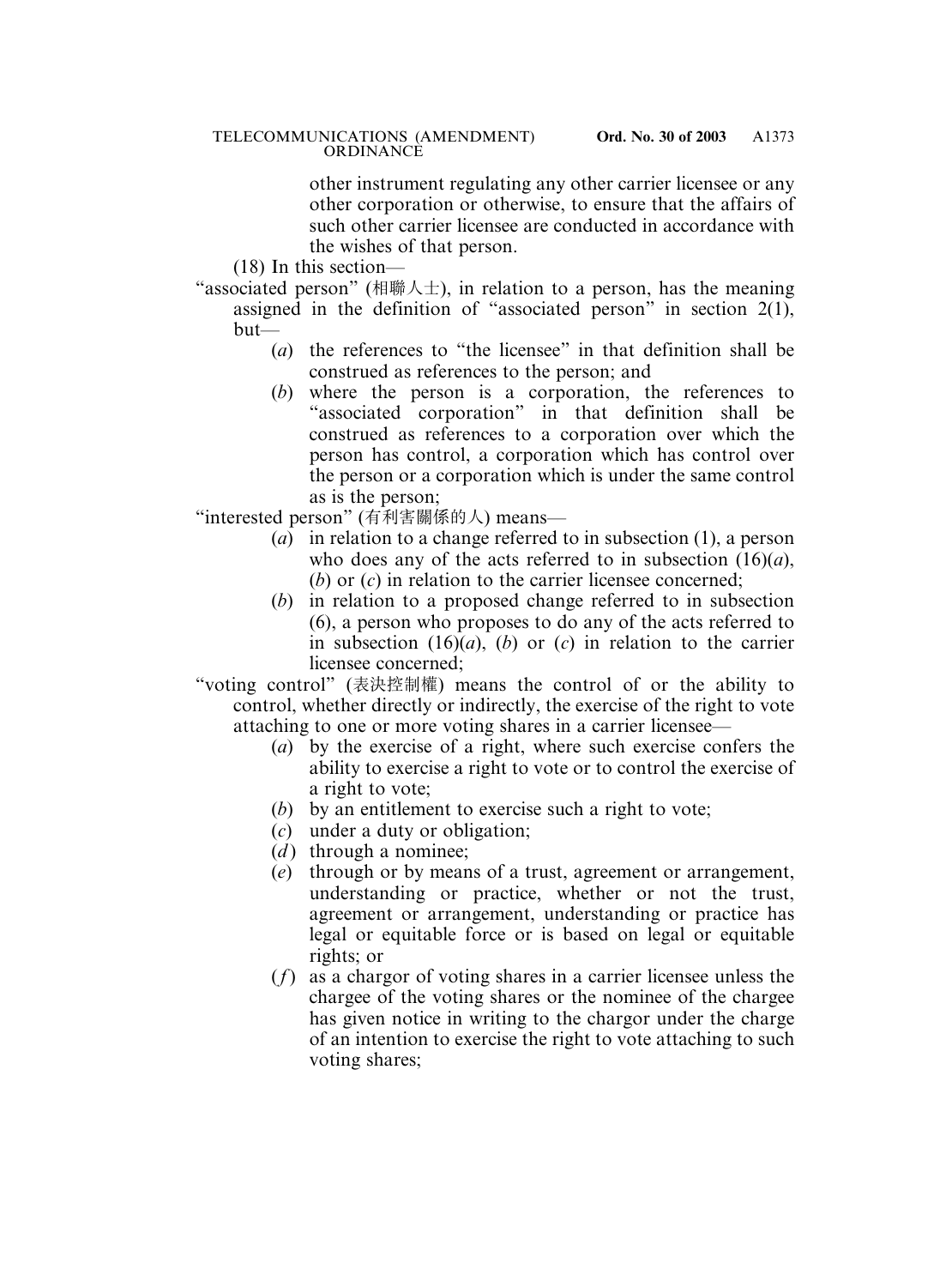other instrument regulating any other carrier licensee or any other corporation or otherwise, to ensure that the affairs of such other carrier licensee are conducted in accordance with the wishes of that person.

(18) In this section—

"associated person" (相聯人士), in relation to a person, has the meaning assigned in the definition of "associated person" in section 2(1), but—

(*a*) the references to "the licensee" in that definition shall be construed as references to the person; and

(*b*) where the person is a corporation, the references to "associated corporation" in that definition shall be construed as references to a corporation over which the person has control, a corporation which has control over the person or a corporation which is under the same control as is the person;

"interested person" (有利害關係的人) means—

(*a*) in relation to a change referred to in subsection (1), a person who does any of the acts referred to in subsection (16)(*a*), (*b*) or (*c*) in relation to the carrier licensee concerned;

(*b*) in relation to a proposed change referred to in subsection (6), a person who proposes to do any of the acts referred to in subsection (16)(*a*), (*b*) or (*c*) in relation to the carrier licensee concerned;

"voting control" (表決控制權) means the control of or the ability to control, whether directly or indirectly, the exercise of the right to vote attaching to one or more voting shares in a carrier licensee—

(*a*) by the exercise of a right, where such exercise confers the ability to exercise a right to vote or to control the exercise of a right to vote;

(*b*) by an entitlement to exercise such a right to vote;

(*c*) under a duty or obligation;

(*d*) through a nominee;

(*e*) through or by means of a trust, agreement or arrangement, understanding or practice, whether or not the trust, agreement or arrangement, understanding or practice has legal or equitable force or is based on legal or equitable rights; or

(*f*) as a chargor of voting shares in a carrier licensee unless the chargee of the voting shares or the nominee of the chargee has given notice in writing to the chargor under the charge of an intention to exercise the right to vote attaching to such voting shares;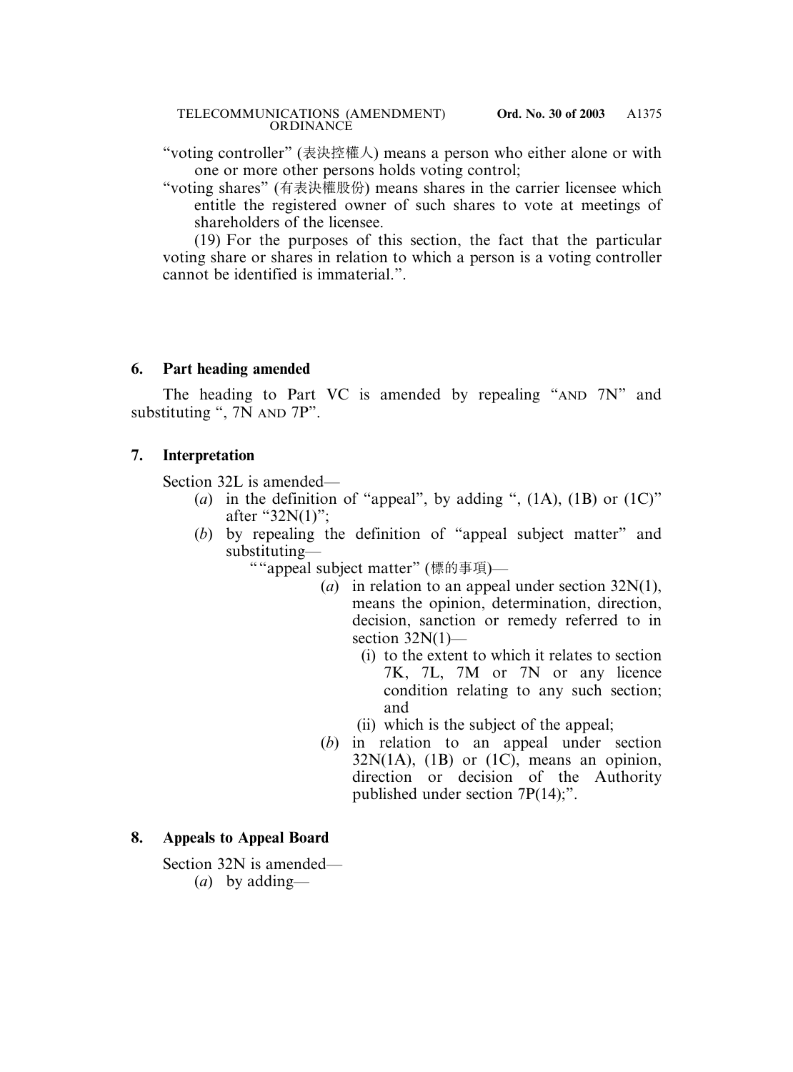"voting controller" (表決控權人) means a person who either alone or with one or more other persons holds voting control;

"voting shares" (有表決權股份) means shares in the carrier licensee which entitle the registered owner of such shares to vote at meetings of shareholders of the licensee.

(19) For the purposes of this section, the fact that the particular voting share or shares in relation to which a person is a voting controller cannot be identified is immaterial.".

**6. Part heading amended**

The heading to Part VC is amended by repealing "AND 7N" and substituting ", 7N AND 7P".

**7. Interpretation**

Section 32L is amended—

(*a*) in the definition of "appeal", by adding ", (1A), (1B) or (1C)" after "32N(1)";

(*b*) by repealing the definition of "appeal subject matter" and substituting—

""appeal subject matter" (標的事項)—

(*a*) in relation to an appeal under section 32N(1), means the opinion, determination, direction, decision, sanction or remedy referred to in section 32N(1)—

(i) to the extent to which it relates to section 7K, 7L, 7M or 7N or any licence condition relating to any such section; and

(ii) which is the subject of the appeal;

(*b*) in relation to an appeal under section 32N(1A), (1B) or (1C), means an opinion, direction or decision of the Authority published under section 7P(14);".

**8. Appeals to Appeal Board**

Section 32N is amended—

(*a*) by adding—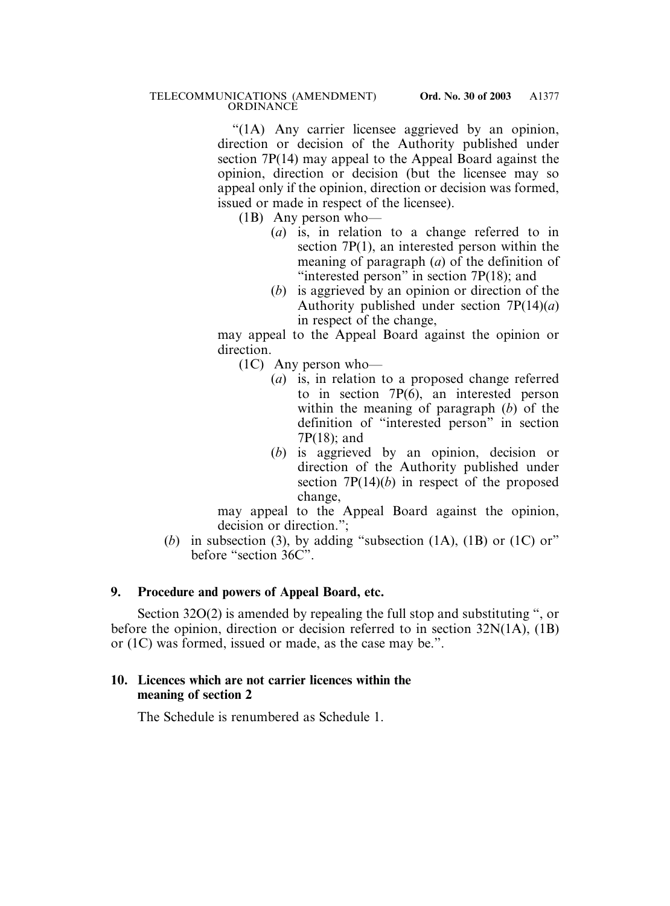"(1A) Any carrier licensee aggrieved by an opinion, direction or decision of the Authority published under section 7P(14) may appeal to the Appeal Board against the opinion, direction or decision (but the licensee may so appeal only if the opinion, direction or decision was formed, issued or made in respect of the licensee).

(1B) Any person who—

(*a*) is, in relation to a change referred to in section 7P(1), an interested person within the meaning of paragraph (*a*) of the definition of "interested person" in section 7P(18); and

(*b*) is aggrieved by an opinion or direction of the Authority published under section 7P(14)(*a*) in respect of the change,

may appeal to the Appeal Board against the opinion or direction.

(1C) Any person who—

(*a*) is, in relation to a proposed change referred to in section 7P(6), an interested person within the meaning of paragraph (*b*) of the definition of "interested person" in section 7P(18); and

(*b*) is aggrieved by an opinion, decision or direction of the Authority published under section 7P(14)(*b*) in respect of the proposed change,

may appeal to the Appeal Board against the opinion, decision or direction.";

(*b*) in subsection (3), by adding "subsection (1A), (1B) or (1C) or" before "section 36C".

**9. Procedure and powers of Appeal Board, etc.**

Section 32O(2) is amended by repealing the full stop and substituting ", or before the opinion, direction or decision referred to in section 32N(1A), (1B) or (1C) was formed, issued or made, as the case may be.".

**10. Licences which are not carrier licences within the meaning of section 2**

The Schedule is renumbered as Schedule 1.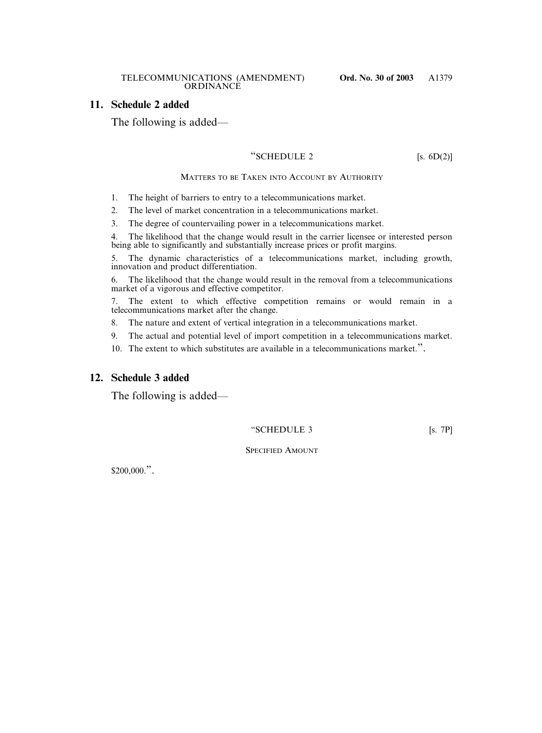## 11. Schedule 2 added

The following is added—

"SCHEDULE 2 [s. 6D(2)]

MATTERS TO BE TAKEN INTO ACCOUNT BY AUTHORITY

1. The height of barriers to entry to a telecommunications market.

2. The level of market concentration in a telecommunications market.

3. The degree of countervailing power in a telecommunications market.

4. The likelihood that the change would result in the carrier licensee or interested person being able to significantly and substantially increase prices or profit margins.

5. The dynamic characteristics of a telecommunications market, including growth, innovation and product differentiation.

6. The likelihood that the change would result in the removal from a telecommunications market of a vigorous and effective competitor.

7. The extent to which effective competition remains or would remain in a telecommunications market after the change.

8. The nature and extent of vertical integration in a telecommunications market.

9. The actual and potential level of import competition in a telecommunications market.

10. The extent to which substitutes are available in a telecommunications market.".

## 12. Schedule 3 added

The following is added—

"SCHEDULE 3 [s. 7P]

SPECIFIED AMOUNT

$200,000.".